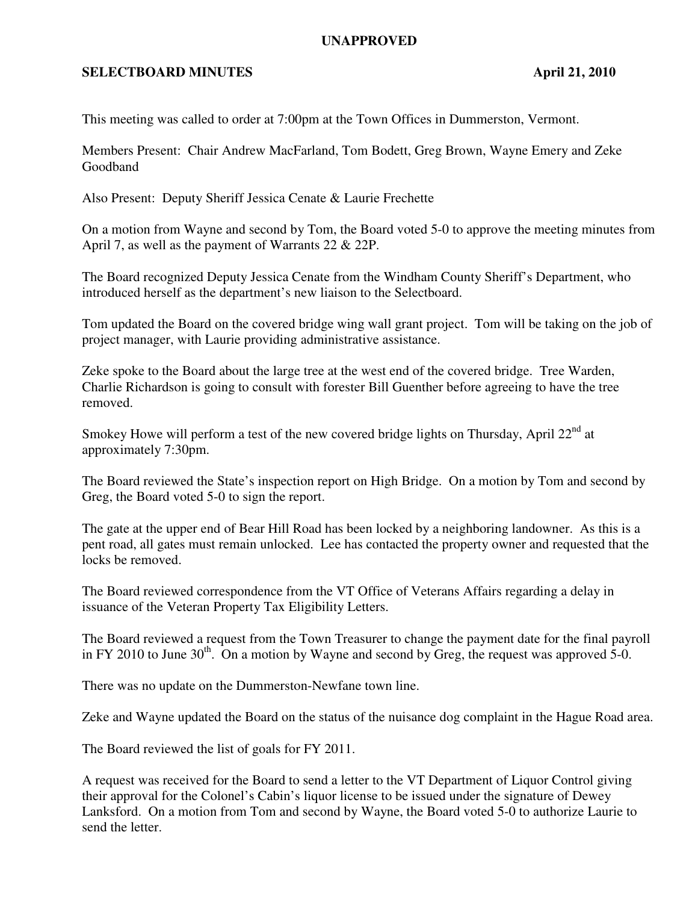**UNAPPROVED**

**SELECTBOARD MINUTES** **April 21, 2010**

This meeting was called to order at 7:00pm at the Town Offices in Dummerston, Vermont.

Members Present: Chair Andrew MacFarland, Tom Bodett, Greg Brown, Wayne Emery and Zeke Goodband

Also Present: Deputy Sheriff Jessica Cenate & Laurie Frechette

On a motion from Wayne and second by Tom, the Board voted 5-0 to approve the meeting minutes from April 7, as well as the payment of Warrants 22 & 22P.

The Board recognized Deputy Jessica Cenate from the Windham County Sheriff's Department, who introduced herself as the department's new liaison to the Selectboard.

Tom updated the Board on the covered bridge wing wall grant project. Tom will be taking on the job of project manager, with Laurie providing administrative assistance.

Zeke spoke to the Board about the large tree at the west end of the covered bridge. Tree Warden, Charlie Richardson is going to consult with forester Bill Guenther before agreeing to have the tree removed.

Smokey Howe will perform a test of the new covered bridge lights on Thursday, April 22nd at approximately 7:30pm.

The Board reviewed the State's inspection report on High Bridge. On a motion by Tom and second by Greg, the Board voted 5-0 to sign the report.

The gate at the upper end of Bear Hill Road has been locked by a neighboring landowner. As this is a pent road, all gates must remain unlocked. Lee has contacted the property owner and requested that the locks be removed.

The Board reviewed correspondence from the VT Office of Veterans Affairs regarding a delay in issuance of the Veteran Property Tax Eligibility Letters.

The Board reviewed a request from the Town Treasurer to change the payment date for the final payroll in FY 2010 to June 30th. On a motion by Wayne and second by Greg, the request was approved 5-0.

There was no update on the Dummerston-Newfane town line.

Zeke and Wayne updated the Board on the status of the nuisance dog complaint in the Hague Road area.

The Board reviewed the list of goals for FY 2011.

A request was received for the Board to send a letter to the VT Department of Liquor Control giving their approval for the Colonel's Cabin's liquor license to be issued under the signature of Dewey Lanksford. On a motion from Tom and second by Wayne, the Board voted 5-0 to authorize Laurie to send the letter.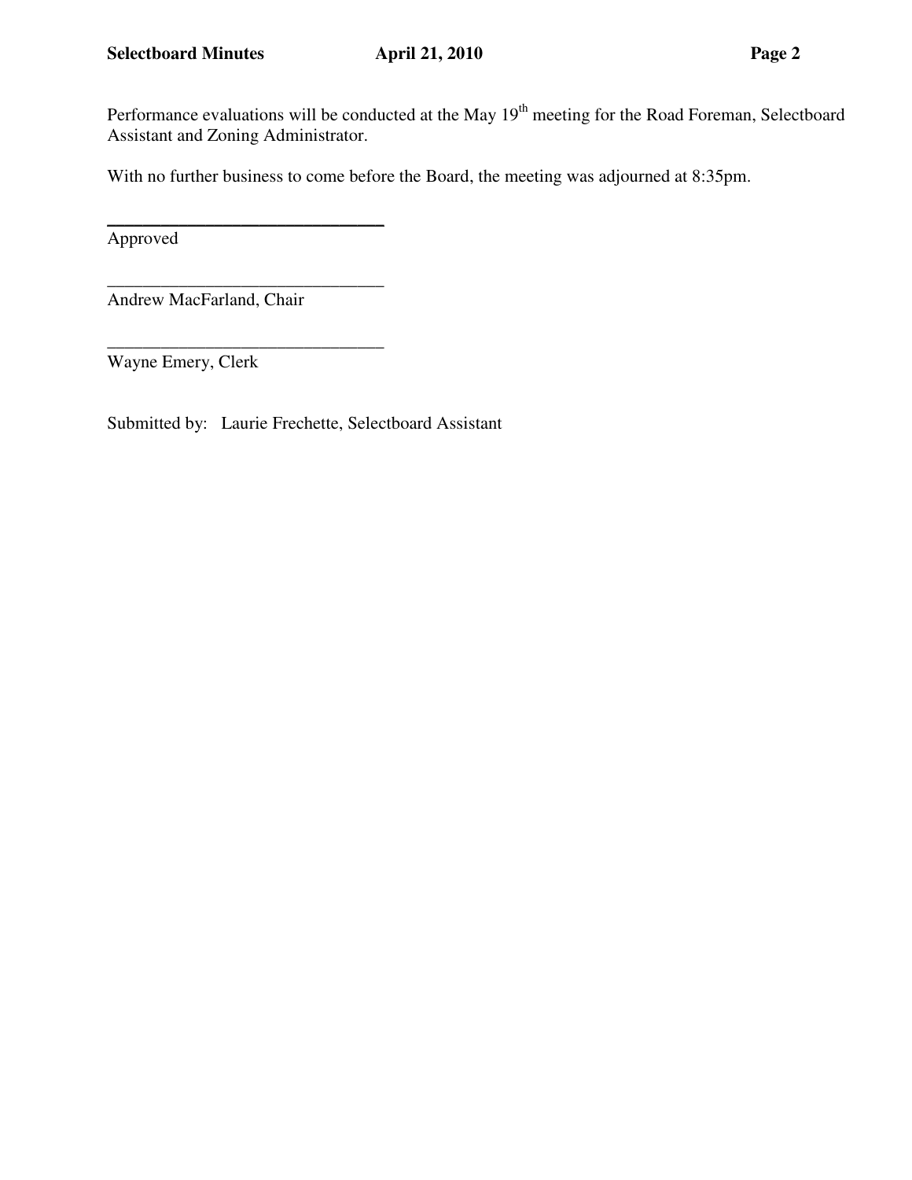Performance evaluations will be conducted at the May 19th meeting for the Road Foreman, Selectboard Assistant and Zoning Administrator.

With no further business to come before the Board, the meeting was adjourned at 8:35pm.

\_\_\_\_\_\_\_\_\_\_\_\_\_\_\_\_\_\_\_\_\_\_\_\_\_\_\_\_\_\_\_\_
Approved

\_\_\_\_\_\_\_\_\_\_\_\_\_\_\_\_\_\_\_\_\_\_\_\_\_\_\_\_\_\_\_\_
Andrew MacFarland, Chair

\_\_\_\_\_\_\_\_\_\_\_\_\_\_\_\_\_\_\_\_\_\_\_\_\_\_\_\_\_\_\_\_
Wayne Emery, Clerk

Submitted by: Laurie Frechette, Selectboard Assistant